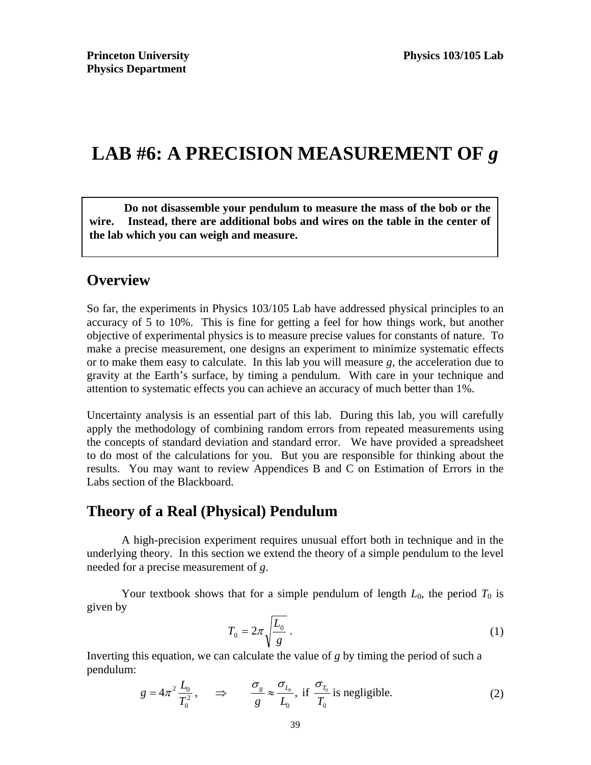**Princeton University** **Physics 103/105 Lab**
**Physics Department**

# LAB #6: A PRECISION MEASUREMENT OF *g*

> **Do not disassemble your pendulum to measure the mass of the bob or the wire. Instead, there are additional bobs and wires on the table in the center of the lab which you can weigh and measure.**

## Overview

So far, the experiments in Physics 103/105 Lab have addressed physical principles to an accuracy of 5 to 10%. This is fine for getting a feel for how things work, but another objective of experimental physics is to measure precise values for constants of nature. To make a precise measurement, one designs an experiment to minimize systematic effects or to make them easy to calculate. In this lab you will measure *g*, the acceleration due to gravity at the Earth's surface, by timing a pendulum. With care in your technique and attention to systematic effects you can achieve an accuracy of much better than 1%.

Uncertainty analysis is an essential part of this lab. During this lab, you will carefully apply the methodology of combining random errors from repeated measurements using the concepts of standard deviation and standard error. We have provided a spreadsheet to do most of the calculations for you. But you are responsible for thinking about the results. You may want to review Appendices B and C on Estimation of Errors in the Labs section of the Blackboard.

## Theory of a Real (Physical) Pendulum

A high-precision experiment requires unusual effort both in technique and in the underlying theory. In this section we extend the theory of a simple pendulum to the level needed for a precise measurement of *g*.

Your textbook shows that for a simple pendulum of length $L_0$, the period $T_0$ is given by

$$T_0 = 2\pi\sqrt{\frac{L_0}{g}} \,. \qquad (1)$$

Inverting this equation, we can calculate the value of *g* by timing the period of such a pendulum:

$$g = 4\pi^2 \frac{L_0}{T_0^2} \,, \qquad \Rightarrow \qquad \frac{\sigma_g}{g} \approx \frac{\sigma_{L_0}}{L_0} \,, \text{ if } \frac{\sigma_{T_0}}{T_0} \text{ is negligible.} \qquad (2)$$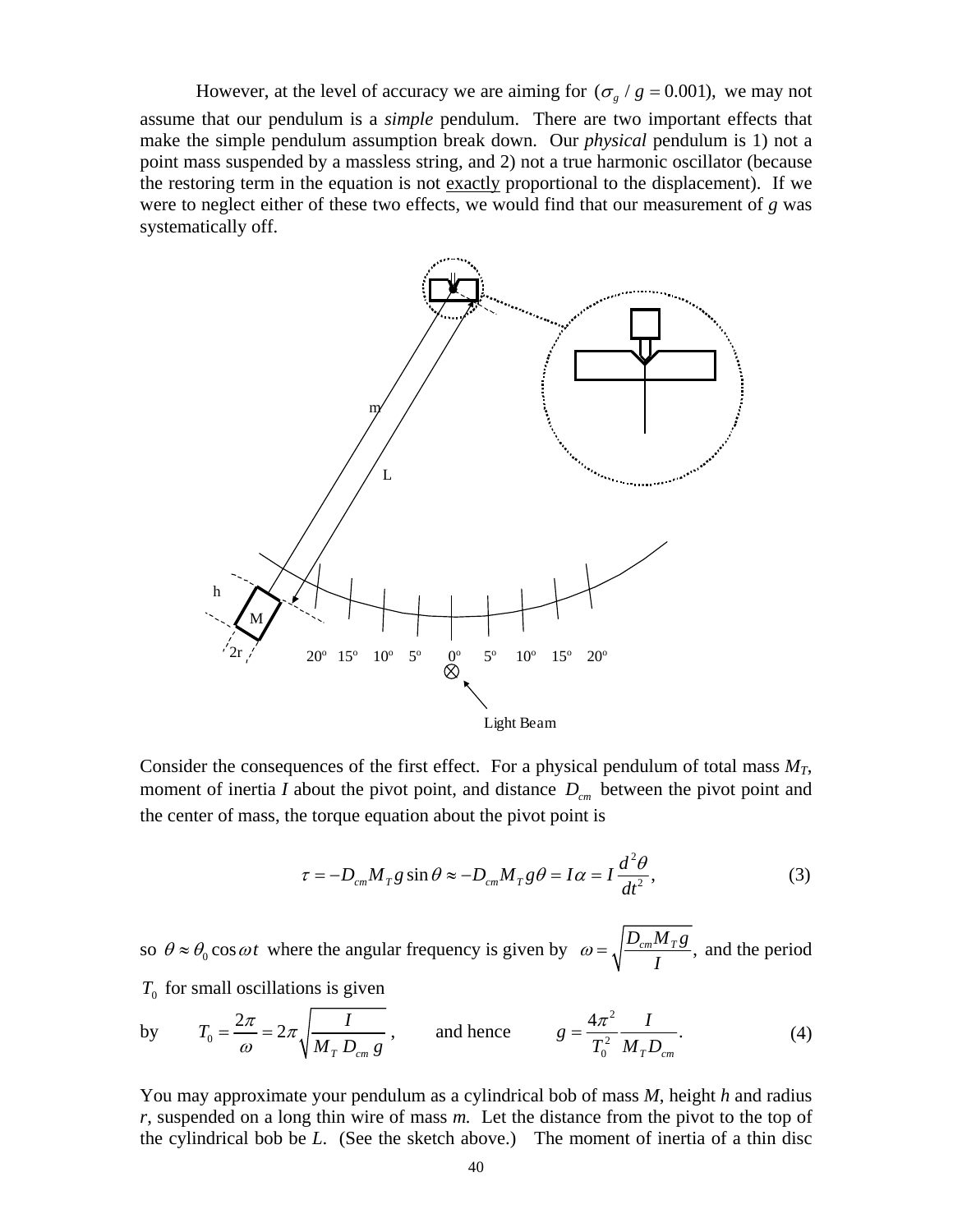However, at the level of accuracy we are aiming for $(\sigma_g / g = 0.001)$, we may not assume that our pendulum is a *simple* pendulum. There are two important effects that make the simple pendulum assumption break down. Our *physical* pendulum is 1) not a point mass suspended by a massless string, and 2) not a true harmonic oscillator (because the restoring term in the equation is not exactly proportional to the displacement). If we were to neglect either of these two effects, we would find that our measurement of *g* was systematically off.

Consider the consequences of the first effect. For a physical pendulum of total mass $M_T$, moment of inertia $I$ about the pivot point, and distance $D_{cm}$ between the pivot point and the center of mass, the torque equation about the pivot point is

$$\tau = -D_{cm} M_T g \sin\theta \approx -D_{cm} M_T g \theta = I\alpha = I \frac{d^2\theta}{dt^2}, \tag{3}$$

so $\theta \approx \theta_0 \cos\omega t$ where the angular frequency is given by $\omega = \sqrt{\dfrac{D_{cm} M_T g}{I}}$, and the period $T_0$ for small oscillations is given

by $$T_0 = \frac{2\pi}{\omega} = 2\pi\sqrt{\frac{I}{M_T\, D_{cm}\, g}}, \qquad \text{and hence} \qquad g = \frac{4\pi^2}{T_0^2}\frac{I}{M_T D_{cm}}. \tag{4}$$

You may approximate your pendulum as a cylindrical bob of mass *M*, height *h* and radius *r*, suspended on a long thin wire of mass *m.* Let the distance from the pivot to the top of the cylindrical bob be *L*. (See the sketch above.) The moment of inertia of a thin disc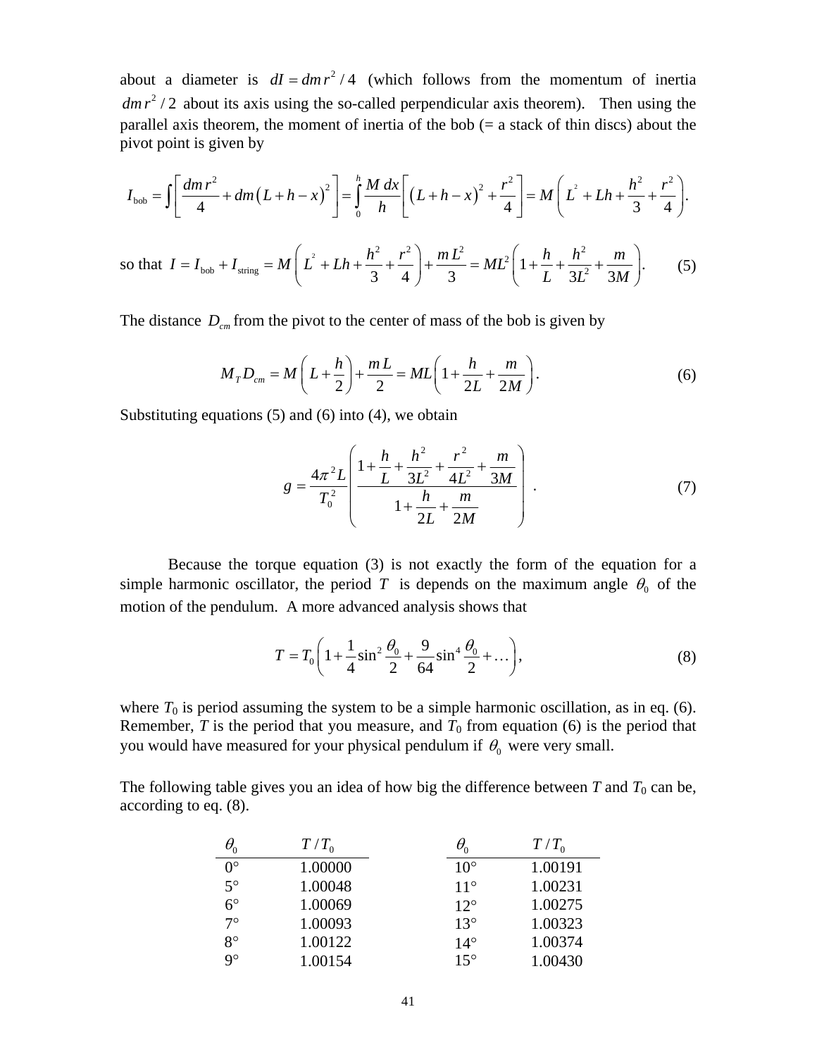about a diameter is $dI = dm\, r^2/4$ (which follows from the momentum of inertia $dm\, r^2/2$ about its axis using the so-called perpendicular axis theorem). Then using the parallel axis theorem, the moment of inertia of the bob (= a stack of thin discs) about the pivot point is given by

$$I_{\text{bob}} = \int \left[ \frac{dm\, r^2}{4} + dm\left(L+h-x\right)^2 \right] = \int_0^h \frac{M\, dx}{h} \left[ \left(L+h-x\right)^2 + \frac{r^2}{4} \right] = M\left( L^2 + Lh + \frac{h^2}{3} + \frac{r^2}{4} \right).$$

so that $I = I_{\text{bob}} + I_{\text{string}} = M\left( L^2 + Lh + \dfrac{h^2}{3} + \dfrac{r^2}{4} \right) + \dfrac{m\,L^2}{3} = ML^2 \left( 1 + \dfrac{h}{L} + \dfrac{h^2}{3L^2} + \dfrac{m}{3M} \right).$ (5)

The distance $D_{cm}$ from the pivot to the center of mass of the bob is given by

$$M_T D_{cm} = M\left( L + \frac{h}{2} \right) + \frac{m\,L}{2} = ML\left( 1 + \frac{h}{2L} + \frac{m}{2M} \right). \tag{6}$$

Substituting equations (5) and (6) into (4), we obtain

$$g = \frac{4\pi^2 L}{T_0^2} \left( \frac{1 + \dfrac{h}{L} + \dfrac{h^2}{3L^2} + \dfrac{r^2}{4L^2} + \dfrac{m}{3M}}{1 + \dfrac{h}{2L} + \dfrac{m}{2M}} \right). \tag{7}$$

Because the torque equation (3) is not exactly the form of the equation for a simple harmonic oscillator, the period $T$ is depends on the maximum angle $\theta_0$ of the motion of the pendulum. A more advanced analysis shows that

$$T = T_0 \left( 1 + \frac{1}{4}\sin^2\frac{\theta_0}{2} + \frac{9}{64}\sin^4\frac{\theta_0}{2} + \ldots \right), \tag{8}$$

where $T_0$ is period assuming the system to be a simple harmonic oscillation, as in eq. (6). Remember, $T$ is the period that you measure, and $T_0$ from equation (6) is the period that you would have measured for your physical pendulum if $\theta_0$ were very small.

The following table gives you an idea of how big the difference between $T$ and $T_0$ can be, according to eq. (8).

| $\theta_0$ | $T/T_0$ | $\theta_0$ | $T/T_0$ |
|---|---|---|---|
| 0° | 1.00000 | 10° | 1.00191 |
| 5° | 1.00048 | 11° | 1.00231 |
| 6° | 1.00069 | 12° | 1.00275 |
| 7° | 1.00093 | 13° | 1.00323 |
| 8° | 1.00122 | 14° | 1.00374 |
| 9° | 1.00154 | 15° | 1.00430 |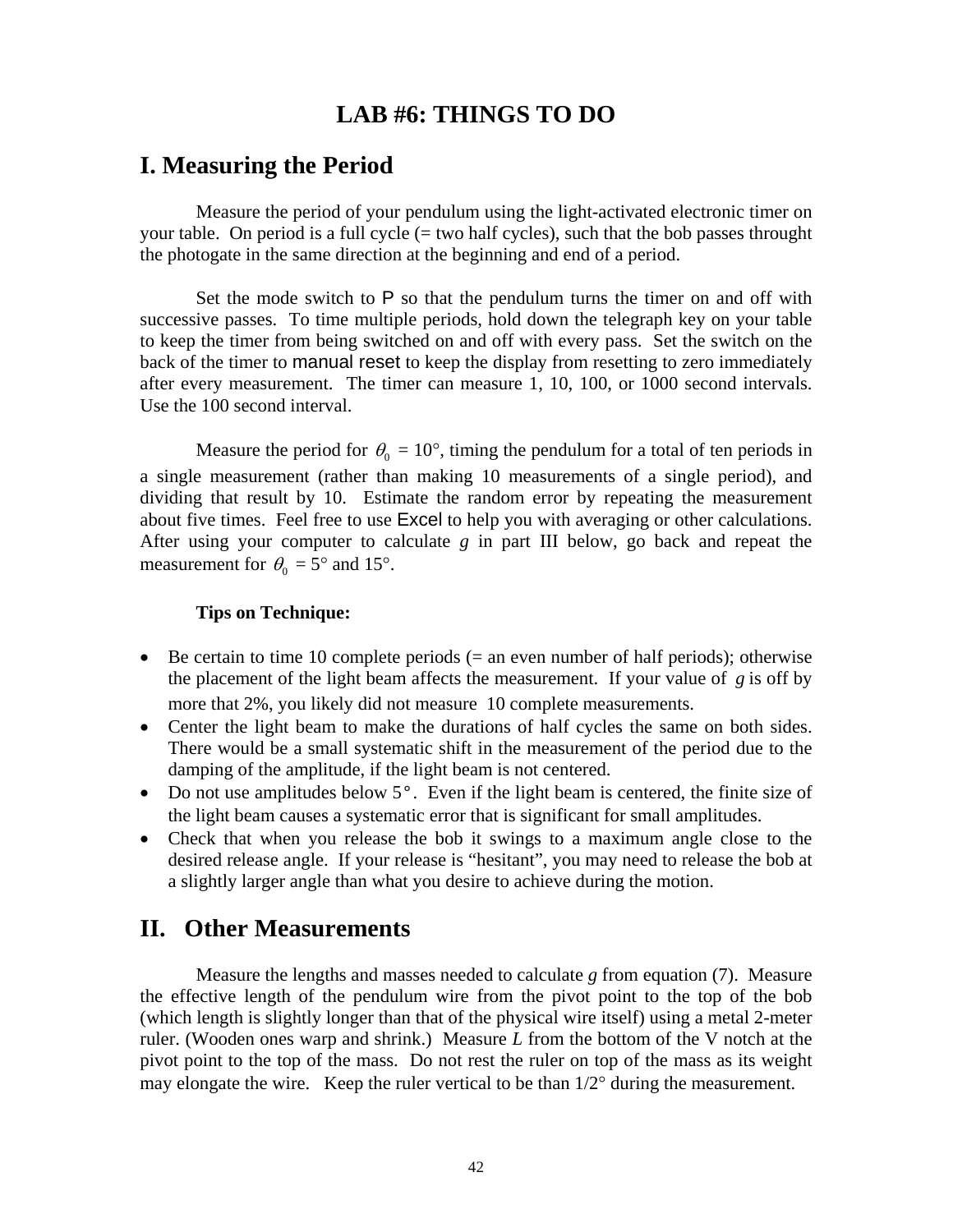# LAB #6: THINGS TO DO

## I. Measuring the Period

Measure the period of your pendulum using the light-activated electronic timer on your table. On period is a full cycle (= two half cycles), such that the bob passes throught the photogate in the same direction at the beginning and end of a period.

Set the mode switch to P so that the pendulum turns the timer on and off with successive passes. To time multiple periods, hold down the telegraph key on your table to keep the timer from being switched on and off with every pass. Set the switch on the back of the timer to manual reset to keep the display from resetting to zero immediately after every measurement. The timer can measure 1, 10, 100, or 1000 second intervals. Use the 100 second interval.

Measure the period for $\theta_0 = 10°$, timing the pendulum for a total of ten periods in a single measurement (rather than making 10 measurements of a single period), and dividing that result by 10. Estimate the random error by repeating the measurement about five times. Feel free to use Excel to help you with averaging or other calculations. After using your computer to calculate $g$ in part III below, go back and repeat the measurement for $\theta_0 = 5°$ and 15°.

**Tips on Technique:**

- Be certain to time 10 complete periods (= an even number of half periods); otherwise the placement of the light beam affects the measurement. If your value of $g$ is off by more that 2%, you likely did not measure 10 complete measurements.
- Center the light beam to make the durations of half cycles the same on both sides. There would be a small systematic shift in the measurement of the period due to the damping of the amplitude, if the light beam is not centered.
- Do not use amplitudes below 5°. Even if the light beam is centered, the finite size of the light beam causes a systematic error that is significant for small amplitudes.
- Check that when you release the bob it swings to a maximum angle close to the desired release angle. If your release is "hesitant", you may need to release the bob at a slightly larger angle than what you desire to achieve during the motion.

## II. Other Measurements

Measure the lengths and masses needed to calculate $g$ from equation (7). Measure the effective length of the pendulum wire from the pivot point to the top of the bob (which length is slightly longer than that of the physical wire itself) using a metal 2-meter ruler. (Wooden ones warp and shrink.) Measure $L$ from the bottom of the V notch at the pivot point to the top of the mass. Do not rest the ruler on top of the mass as its weight may elongate the wire. Keep the ruler vertical to be than 1/2° during the measurement.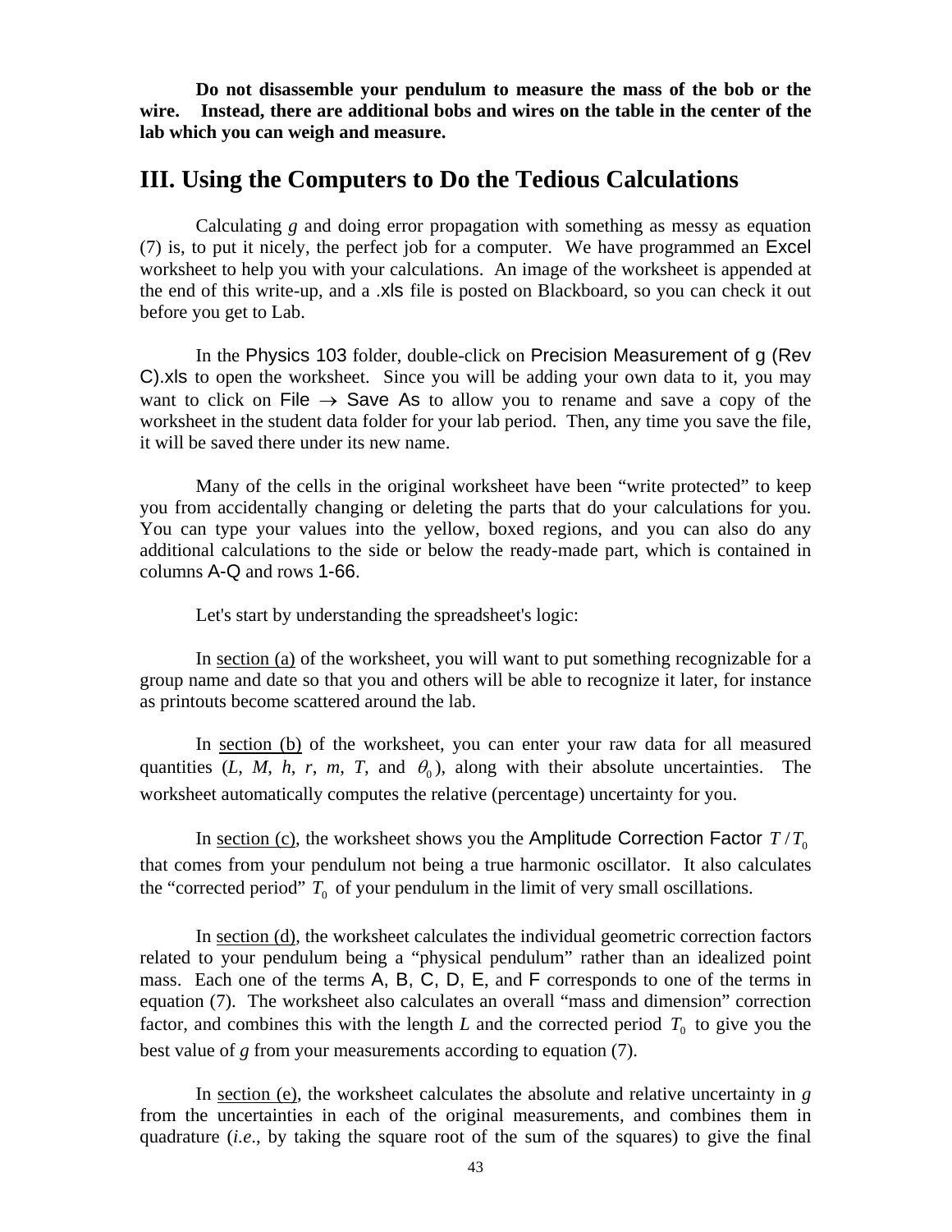**Do not disassemble your pendulum to measure the mass of the bob or the wire. Instead, there are additional bobs and wires on the table in the center of the lab which you can weigh and measure.**

## III. Using the Computers to Do the Tedious Calculations

Calculating *g* and doing error propagation with something as messy as equation (7) is, to put it nicely, the perfect job for a computer. We have programmed an Excel worksheet to help you with your calculations. An image of the worksheet is appended at the end of this write-up, and a .xls file is posted on Blackboard, so you can check it out before you get to Lab.

In the Physics 103 folder, double-click on Precision Measurement of g (Rev C).xls to open the worksheet. Since you will be adding your own data to it, you may want to click on File $\rightarrow$ Save As to allow you to rename and save a copy of the worksheet in the student data folder for your lab period. Then, any time you save the file, it will be saved there under its new name.

Many of the cells in the original worksheet have been "write protected" to keep you from accidentally changing or deleting the parts that do your calculations for you. You can type your values into the yellow, boxed regions, and you can also do any additional calculations to the side or below the ready-made part, which is contained in columns A-Q and rows 1-66.

Let's start by understanding the spreadsheet's logic:

In section (a) of the worksheet, you will want to put something recognizable for a group name and date so that you and others will be able to recognize it later, for instance as printouts become scattered around the lab.

In section (b) of the worksheet, you can enter your raw data for all measured quantities ($L$, $M$, $h$, $r$, $m$, $T$, and $\theta_0$), along with their absolute uncertainties. The worksheet automatically computes the relative (percentage) uncertainty for you.

In section (c), the worksheet shows you the Amplitude Correction Factor $T/T_0$ that comes from your pendulum not being a true harmonic oscillator. It also calculates the "corrected period" $T_0$ of your pendulum in the limit of very small oscillations.

In section (d), the worksheet calculates the individual geometric correction factors related to your pendulum being a "physical pendulum" rather than an idealized point mass. Each one of the terms A, B, C, D, E, and F corresponds to one of the terms in equation (7). The worksheet also calculates an overall "mass and dimension" correction factor, and combines this with the length $L$ and the corrected period $T_0$ to give you the best value of $g$ from your measurements according to equation (7).

In section (e), the worksheet calculates the absolute and relative uncertainty in $g$ from the uncertainties in each of the original measurements, and combines them in quadrature (*i.e.*, by taking the square root of the sum of the squares) to give the final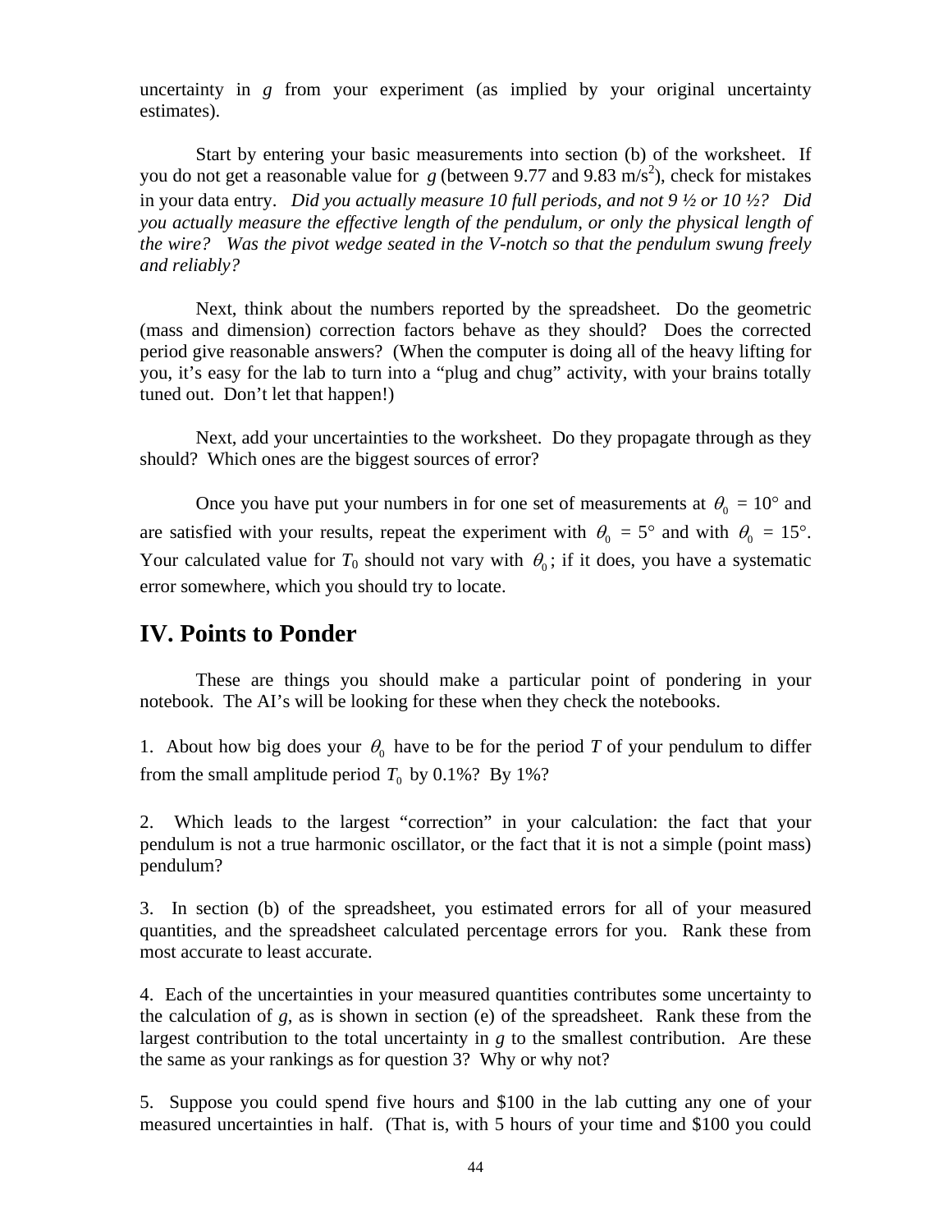uncertainty in $g$ from your experiment (as implied by your original uncertainty estimates).

Start by entering your basic measurements into section (b) of the worksheet. If you do not get a reasonable value for $g$ (between 9.77 and 9.83 m/s$^2$), check for mistakes in your data entry. *Did you actually measure 10 full periods, and not 9 ½ or 10 ½? Did you actually measure the effective length of the pendulum, or only the physical length of the wire? Was the pivot wedge seated in the V-notch so that the pendulum swung freely and reliably?*

Next, think about the numbers reported by the spreadsheet. Do the geometric (mass and dimension) correction factors behave as they should? Does the corrected period give reasonable answers? (When the computer is doing all of the heavy lifting for you, it's easy for the lab to turn into a "plug and chug" activity, with your brains totally tuned out. Don't let that happen!)

Next, add your uncertainties to the worksheet. Do they propagate through as they should? Which ones are the biggest sources of error?

Once you have put your numbers in for one set of measurements at $\theta_0 = 10°$ and are satisfied with your results, repeat the experiment with $\theta_0 = 5°$ and with $\theta_0 = 15°$. Your calculated value for $T_0$ should not vary with $\theta_0$; if it does, you have a systematic error somewhere, which you should try to locate.

## IV. Points to Ponder

These are things you should make a particular point of pondering in your notebook. The AI's will be looking for these when they check the notebooks.

1. About how big does your $\theta_0$ have to be for the period $T$ of your pendulum to differ from the small amplitude period $T_0$ by 0.1%? By 1%?

2. Which leads to the largest "correction" in your calculation: the fact that your pendulum is not a true harmonic oscillator, or the fact that it is not a simple (point mass) pendulum?

3. In section (b) of the spreadsheet, you estimated errors for all of your measured quantities, and the spreadsheet calculated percentage errors for you. Rank these from most accurate to least accurate.

4. Each of the uncertainties in your measured quantities contributes some uncertainty to the calculation of $g$, as is shown in section (e) of the spreadsheet. Rank these from the largest contribution to the total uncertainty in $g$ to the smallest contribution. Are these the same as your rankings as for question 3? Why or why not?

5. Suppose you could spend five hours and \$100 in the lab cutting any one of your measured uncertainties in half. (That is, with 5 hours of your time and \$100 you could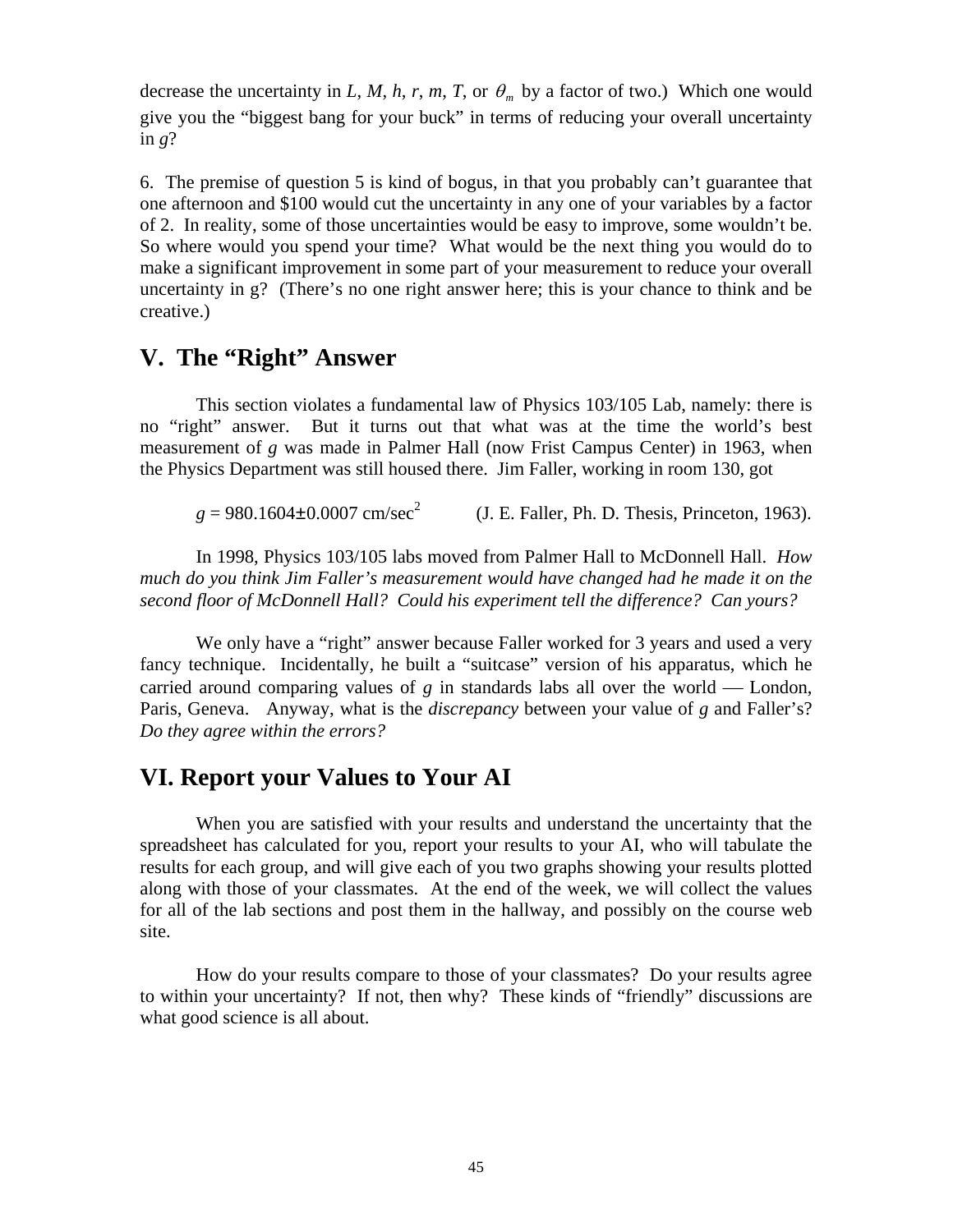decrease the uncertainty in $L$, $M$, $h$, $r$, $m$, $T$, or $\theta_m$ by a factor of two.) Which one would give you the "biggest bang for your buck" in terms of reducing your overall uncertainty in $g$?

6. The premise of question 5 is kind of bogus, in that you probably can't guarantee that one afternoon and $100 would cut the uncertainty in any one of your variables by a factor of 2. In reality, some of those uncertainties would be easy to improve, some wouldn't be. So where would you spend your time? What would be the next thing you would do to make a significant improvement in some part of your measurement to reduce your overall uncertainty in g? (There's no one right answer here; this is your chance to think and be creative.)

## V. The "Right" Answer

This section violates a fundamental law of Physics 103/105 Lab, namely: there is no "right" answer. But it turns out that what was at the time the world's best measurement of $g$ was made in Palmer Hall (now Frist Campus Center) in 1963, when the Physics Department was still housed there. Jim Faller, working in room 130, got

$g = 980.1604 \pm 0.0007$ cm/sec$^2$ (J. E. Faller, Ph. D. Thesis, Princeton, 1963).

In 1998, Physics 103/105 labs moved from Palmer Hall to McDonnell Hall. *How much do you think Jim Faller's measurement would have changed had he made it on the second floor of McDonnell Hall? Could his experiment tell the difference? Can yours?*

We only have a "right" answer because Faller worked for 3 years and used a very fancy technique. Incidentally, he built a "suitcase" version of his apparatus, which he carried around comparing values of $g$ in standards labs all over the world — London, Paris, Geneva. Anyway, what is the *discrepancy* between your value of $g$ and Faller's? *Do they agree within the errors?*

## VI. Report your Values to Your AI

When you are satisfied with your results and understand the uncertainty that the spreadsheet has calculated for you, report your results to your AI, who will tabulate the results for each group, and will give each of you two graphs showing your results plotted along with those of your classmates. At the end of the week, we will collect the values for all of the lab sections and post them in the hallway, and possibly on the course web site.

How do your results compare to those of your classmates? Do your results agree to within your uncertainty? If not, then why? These kinds of "friendly" discussions are what good science is all about.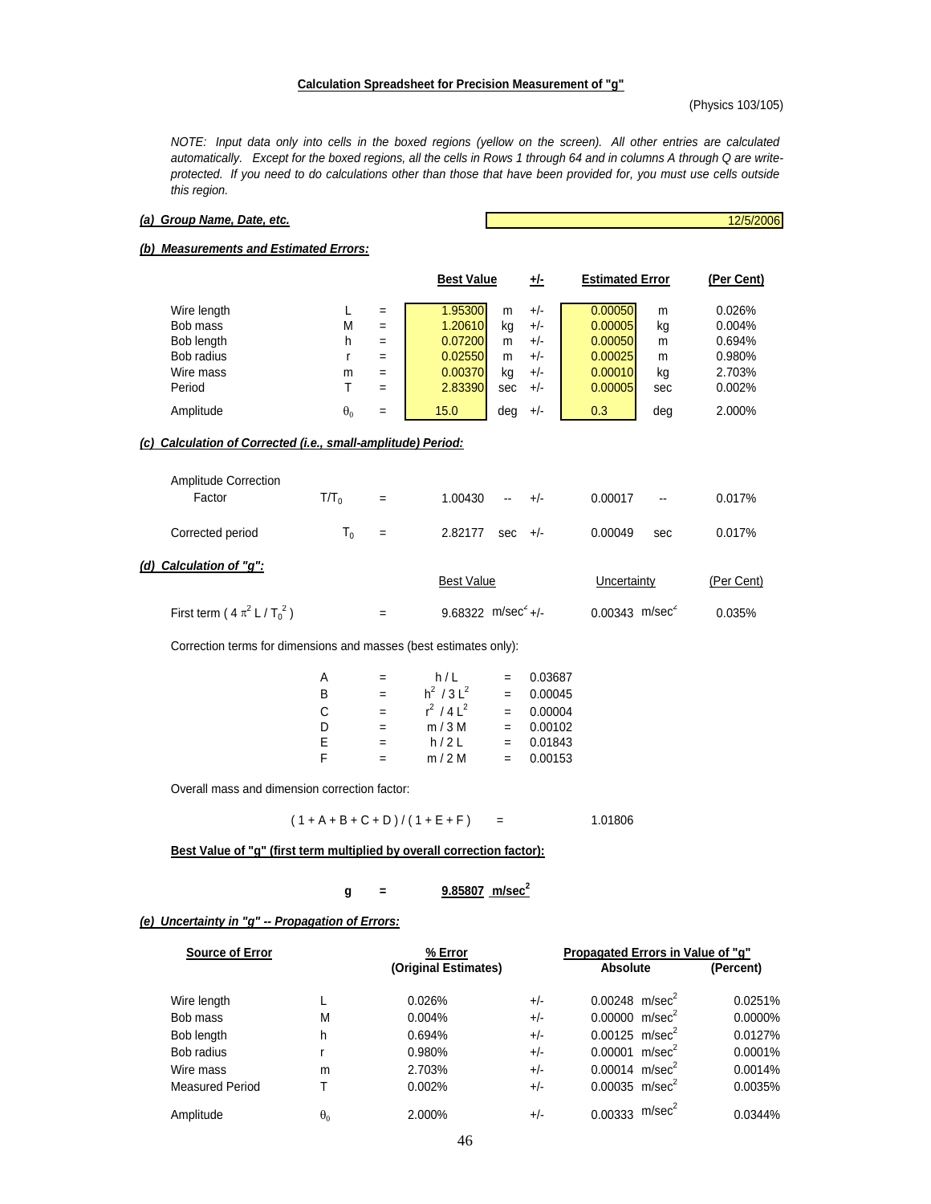**Calculation Spreadsheet for Precision Measurement of "g"**

(Physics 103/105)

*NOTE: Input data only into cells in the boxed regions (yellow on the screen). All other entries are calculated automatically. Except for the boxed regions, all the cells in Rows 1 through 64 and in columns A through Q are write-protected. If you need to do calculations other than those that have been provided for, you must use cells outside this region.*

***(a) Group Name, Date, etc.*** 12/5/2006

***(b) Measurements and Estimated Errors:***

| | | | Best Value | | +/- | Estimated Error | | (Per Cent) |
|---|---|---|---|---|---|---|---|---|
| Wire length | L | = | 1.95300 | m | +/- | 0.00050 | m | 0.026% |
| Bob mass | M | = | 1.20610 | kg | +/- | 0.00005 | kg | 0.004% |
| Bob length | h | = | 0.07200 | m | +/- | 0.00050 | m | 0.694% |
| Bob radius | r | = | 0.02550 | m | +/- | 0.00025 | m | 0.980% |
| Wire mass | m | = | 0.00370 | kg | +/- | 0.00010 | kg | 2.703% |
| Period | T | = | 2.83390 | sec | +/- | 0.00005 | sec | 0.002% |
| Amplitude | $\theta_0$ | = | 15.0 | deg | +/- | 0.3 | deg | 2.000% |

***(c) Calculation of Corrected (i.e., small-amplitude) Period:***

| | | | | | | | | |
|---|---|---|---|---|---|---|---|---|
| Amplitude Correction Factor | $T/T_0$ | = | 1.00430 | -- | +/- | 0.00017 | -- | 0.017% |
| Corrected period | $T_0$ | = | 2.82177 | sec | +/- | 0.00049 | sec | 0.017% |

***(d) Calculation of "g":***

| | | Best Value | | | Uncertainty | | (Per Cent) |
|---|---|---|---|---|---|---|---|
| First term ( $4\pi^2 L / T_0^2$ ) | = | 9.68322 | m/sec² | +/- | 0.00343 | m/sec² | 0.035% |

Correction terms for dimensions and masses (best estimates only):

| | | | | |
|---|---|---|---|---|
| A | = | $h / L$ | = | 0.03687 |
| B | = | $h^2 / 3L^2$ | = | 0.00045 |
| C | = | $r^2 / 4L^2$ | = | 0.00004 |
| D | = | $m / 3M$ | = | 0.00102 |
| E | = | $h / 2L$ | = | 0.01843 |
| F | = | $m / 2M$ | = | 0.00153 |

Overall mass and dimension correction factor:

$$(1 + A + B + C + D) / (1 + E + F) \quad = \quad 1.01806$$

**Best Value of "g" (first term multiplied by overall correction factor):**

**g = 9.85807 m/sec²**

***(e) Uncertainty in "g" -- Propagation of Errors:***

| Source of Error | | % Error (Original Estimates) | | Propagated Errors in Value of "g" Absolute | (Percent) |
|---|---|---|---|---|---|
| Wire length | L | 0.026% | +/- | 0.00248 m/sec² | 0.0251% |
| Bob mass | M | 0.004% | +/- | 0.00000 m/sec² | 0.0000% |
| Bob length | h | 0.694% | +/- | 0.00125 m/sec² | 0.0127% |
| Bob radius | r | 0.980% | +/- | 0.00001 m/sec² | 0.0001% |
| Wire mass | m | 2.703% | +/- | 0.00014 m/sec² | 0.0014% |
| Measured Period | T | 0.002% | +/- | 0.00035 m/sec² | 0.0035% |
| Amplitude | $\theta_0$ | 2.000% | +/- | 0.00333 m/sec² | 0.0344% |